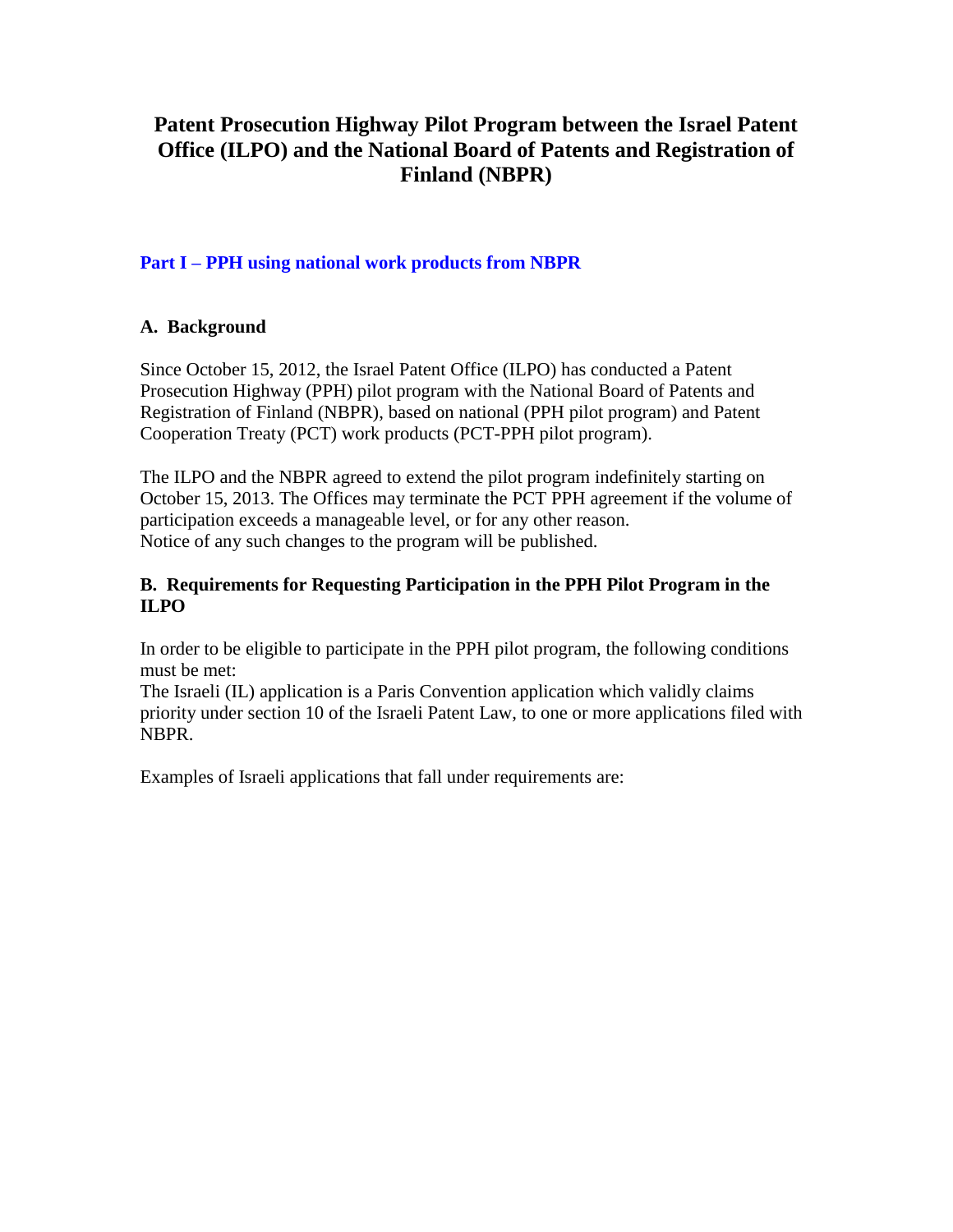# Patent Prosecution Highway Pilot Program between the Israel Patent Office (ILPO) and the National Board of Patents and Registration of Finland (NBPR)

## Part I – PPH using national work products from NBPR

### A. Background

Since October 15, 2012, the Israel Patent Office (ILPO) has conducted a Patent Prosecution Highway (PPH) pilot program with the National Board of Patents and Registration of Finland (NBPR), based on national (PPH pilot program) and Patent Cooperation Treaty (PCT) work products (PCT-PPH pilot program).

The ILPO and the NBPR agreed to extend the pilot program indefinitely starting on October 15, 2013. The Offices may terminate the PCT PPH agreement if the volume of participation exceeds a manageable level, or for any other reason.
Notice of any such changes to the program will be published.

### B. Requirements for Requesting Participation in the PPH Pilot Program in the ILPO

In order to be eligible to participate in the PPH pilot program, the following conditions must be met:
The Israeli (IL) application is a Paris Convention application which validly claims priority under section 10 of the Israeli Patent Law, to one or more applications filed with NBPR.

Examples of Israeli applications that fall under requirements are: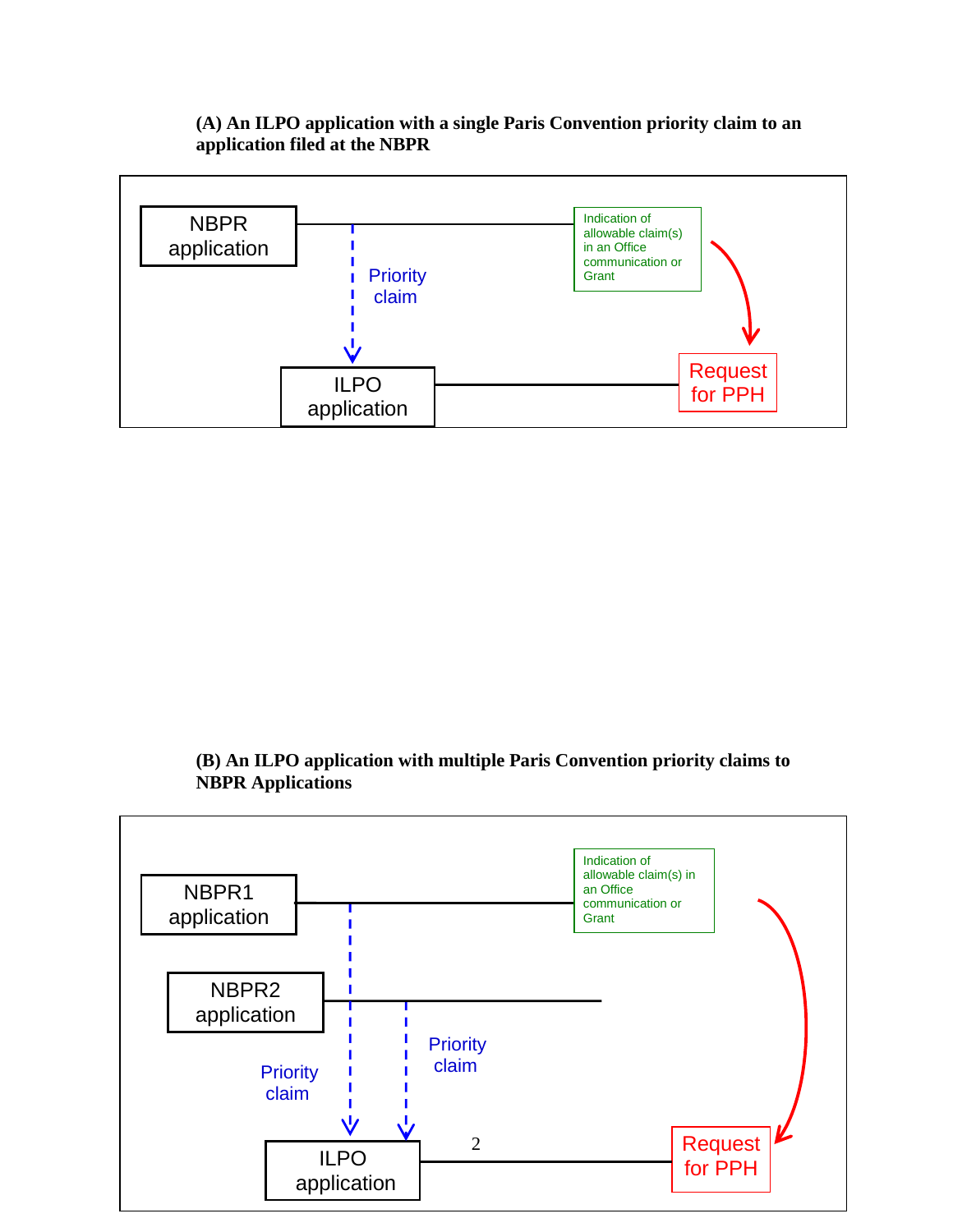**(A) An ILPO application with a single Paris Convention priority claim to an application filed at the NBPR**

NBPR application

Priority claim

Indication of allowable claim(s) in an Office communication or Grant

ILPO application

Request for PPH

**(B) An ILPO application with multiple Paris Convention priority claims to NBPR Applications**

NBPR1 application

Indication of allowable claim(s) in an Office communication or Grant

NBPR2 application

Priority claim

Priority claim

ILPO application

Request for PPH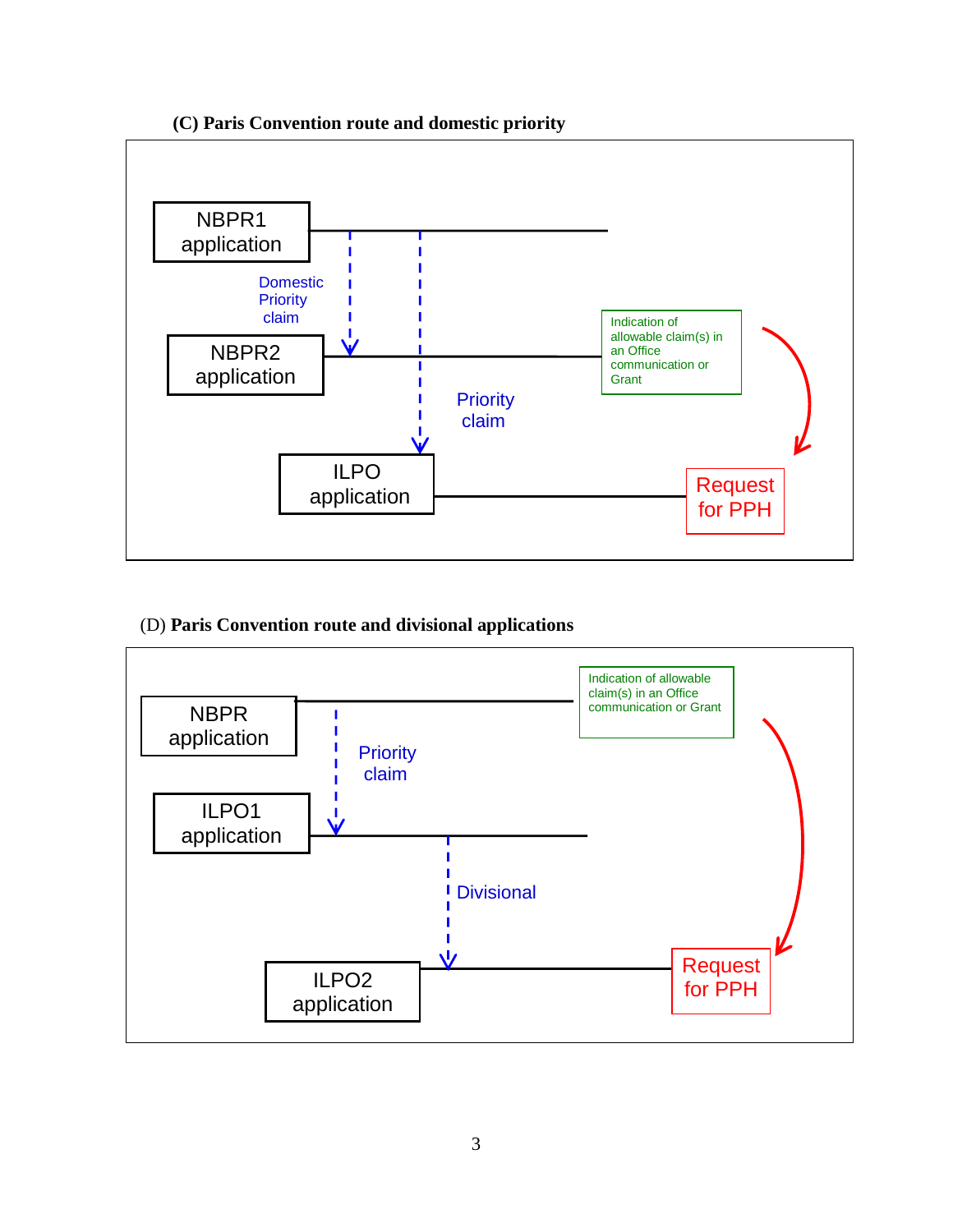**(C) Paris Convention route and domestic priority**

NBPR1 application

Domestic Priority claim

NBPR2 application

Indication of allowable claim(s) in an Office communication or Grant

Priority claim

ILPO application

Request for PPH

(D) **Paris Convention route and divisional applications**

NBPR application

Indication of allowable claim(s) in an Office communication or Grant

Priority claim

ILPO1 application

Divisional

ILPO2 application

Request for PPH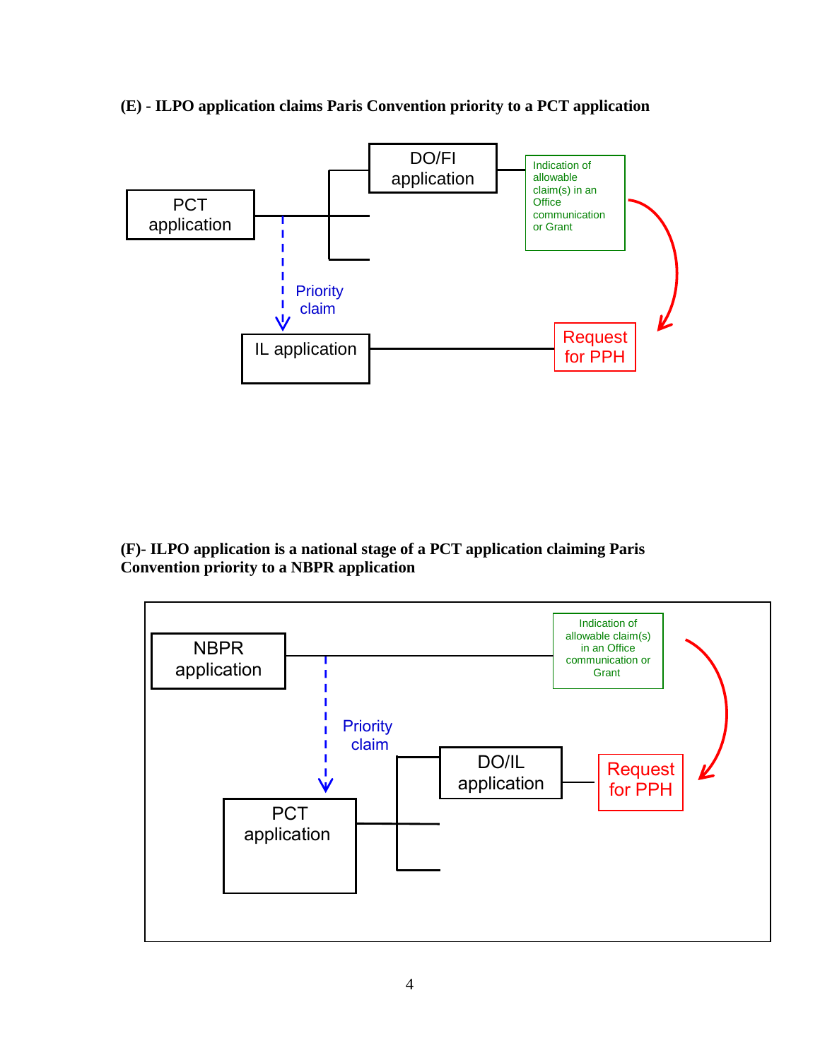**(E) - ILPO application claims Paris Convention priority to a PCT application**

PCT application

DO/FI application

Indication of allowable claim(s) in an Office communication or Grant

Priority claim

IL application

Request for PPH

**(F)- ILPO application is a national stage of a PCT application claiming Paris Convention priority to a NBPR application**

NBPR application

Indication of allowable claim(s) in an Office communication or Grant

Priority claim

DO/IL application

Request for PPH

PCT application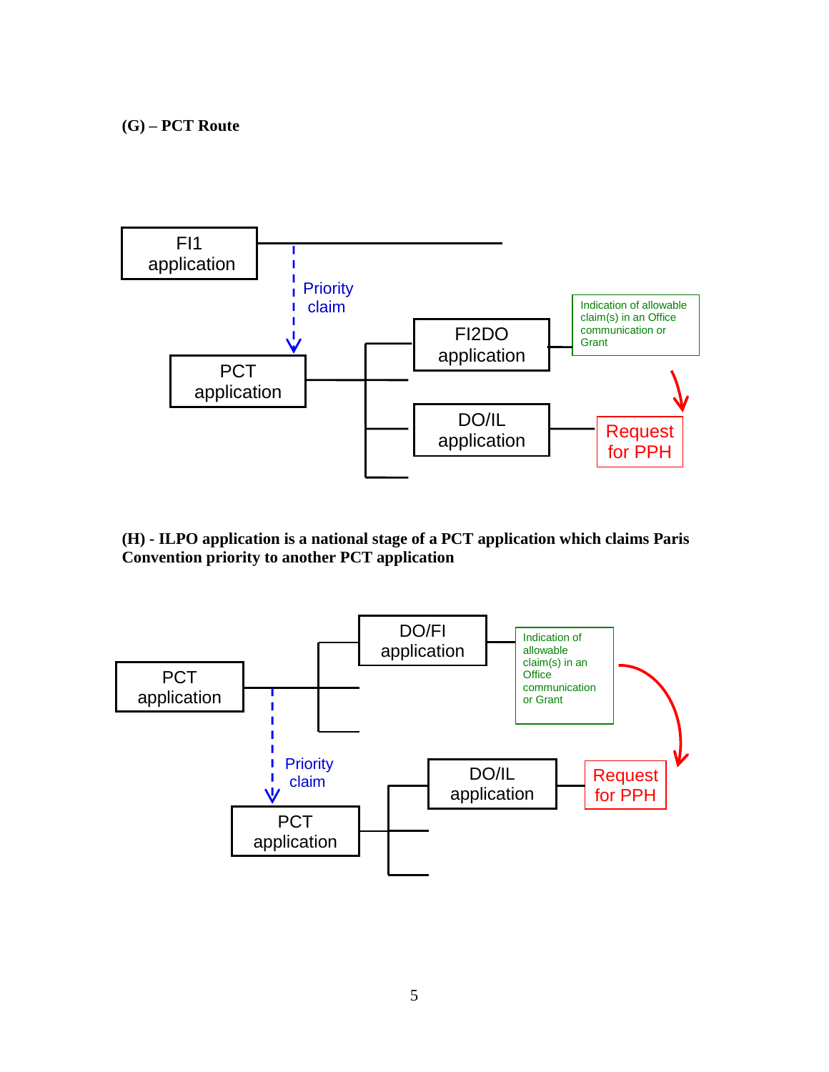**(G) – PCT Route**

FI1 application

Priority claim

PCT application

FI2DO application

Indication of allowable claim(s) in an Office communication or Grant

DO/IL application

Request for PPH

**(H) - ILPO application is a national stage of a PCT application which claims Paris Convention priority to another PCT application**

PCT application

DO/FI application

Indication of allowable claim(s) in an Office communication or Grant

Priority claim

PCT application

DO/IL application

Request for PPH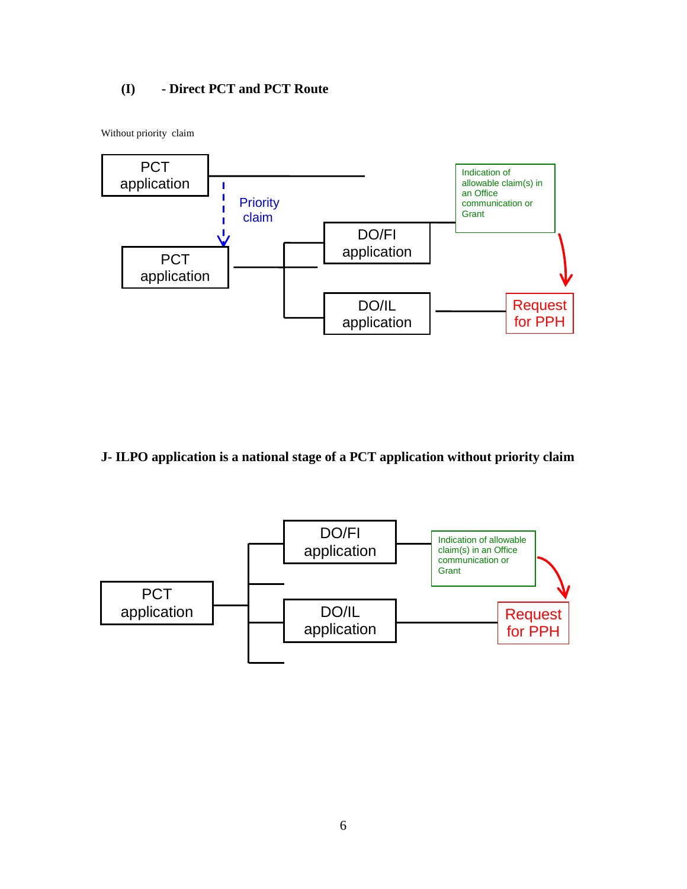**(I) - Direct PCT and PCT Route**

Without priority claim

PCT application

Priority claim

PCT application

DO/FI application

DO/IL application

Indication of allowable claim(s) in an Office communication or Grant

Request for PPH

**J- ILPO application is a national stage of a PCT application without priority claim**

PCT application

DO/FI application

DO/IL application

Indication of allowable claim(s) in an Office communication or Grant

Request for PPH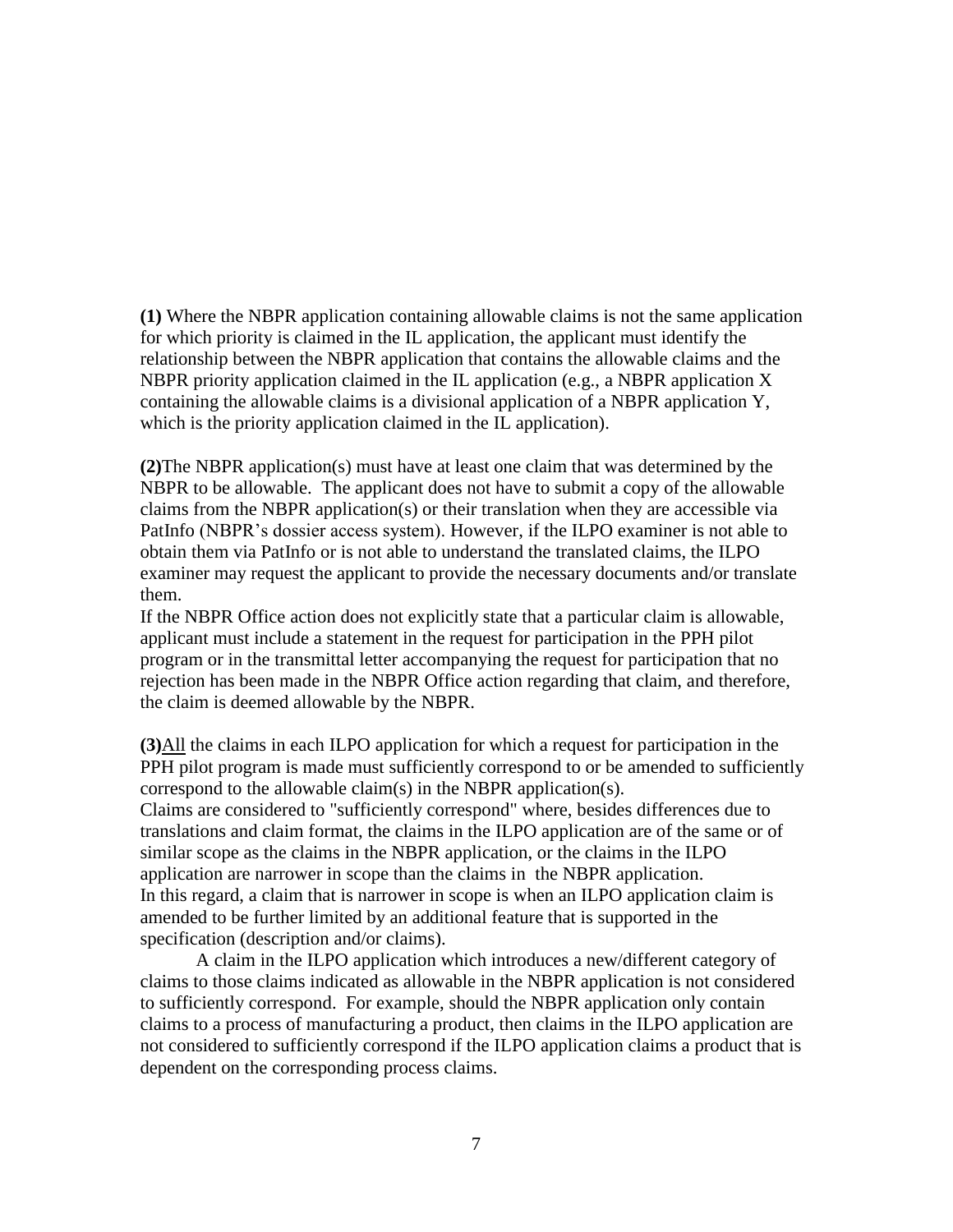**(1)** Where the NBPR application containing allowable claims is not the same application for which priority is claimed in the IL application, the applicant must identify the relationship between the NBPR application that contains the allowable claims and the NBPR priority application claimed in the IL application (e.g., a NBPR application X containing the allowable claims is a divisional application of a NBPR application Y, which is the priority application claimed in the IL application).

**(2)**The NBPR application(s) must have at least one claim that was determined by the NBPR to be allowable. The applicant does not have to submit a copy of the allowable claims from the NBPR application(s) or their translation when they are accessible via PatInfo (NBPR's dossier access system). However, if the ILPO examiner is not able to obtain them via PatInfo or is not able to understand the translated claims, the ILPO examiner may request the applicant to provide the necessary documents and/or translate them.

If the NBPR Office action does not explicitly state that a particular claim is allowable, applicant must include a statement in the request for participation in the PPH pilot program or in the transmittal letter accompanying the request for participation that no rejection has been made in the NBPR Office action regarding that claim, and therefore, the claim is deemed allowable by the NBPR.

**(3)**<u>All</u> the claims in each ILPO application for which a request for participation in the PPH pilot program is made must sufficiently correspond to or be amended to sufficiently correspond to the allowable claim(s) in the NBPR application(s).

Claims are considered to "sufficiently correspond" where, besides differences due to translations and claim format, the claims in the ILPO application are of the same or of similar scope as the claims in the NBPR application, or the claims in the ILPO application are narrower in scope than the claims in the NBPR application.

In this regard, a claim that is narrower in scope is when an ILPO application claim is amended to be further limited by an additional feature that is supported in the specification (description and/or claims).

A claim in the ILPO application which introduces a new/different category of claims to those claims indicated as allowable in the NBPR application is not considered to sufficiently correspond. For example, should the NBPR application only contain claims to a process of manufacturing a product, then claims in the ILPO application are not considered to sufficiently correspond if the ILPO application claims a product that is dependent on the corresponding process claims.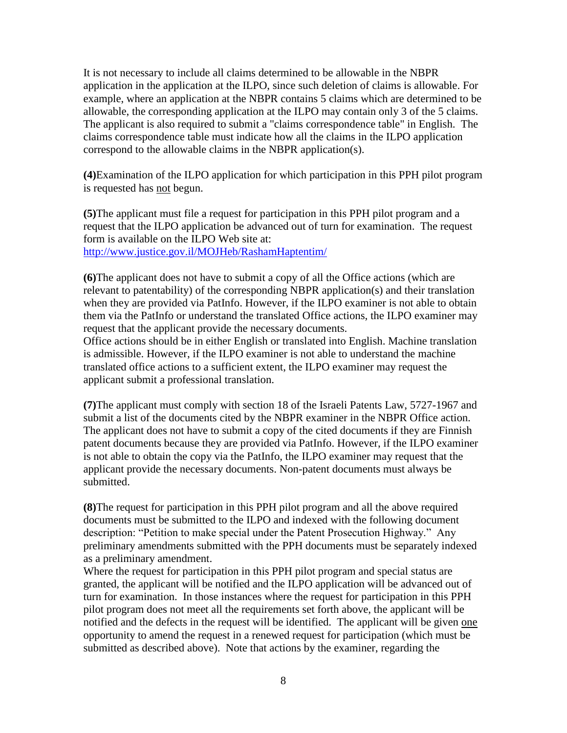It is not necessary to include all claims determined to be allowable in the NBPR application in the application at the ILPO, since such deletion of claims is allowable. For example, where an application at the NBPR contains 5 claims which are determined to be allowable, the corresponding application at the ILPO may contain only 3 of the 5 claims. The applicant is also required to submit a "claims correspondence table" in English. The claims correspondence table must indicate how all the claims in the ILPO application correspond to the allowable claims in the NBPR application(s).

**(4)** Examination of the ILPO application for which participation in this PPH pilot program is requested has not begun.

**(5)** The applicant must file a request for participation in this PPH pilot program and a request that the ILPO application be advanced out of turn for examination. The request form is available on the ILPO Web site at: http://www.justice.gov.il/MOJHeb/RashamHaptentim/

**(6)** The applicant does not have to submit a copy of all the Office actions (which are relevant to patentability) of the corresponding NBPR application(s) and their translation when they are provided via PatInfo. However, if the ILPO examiner is not able to obtain them via the PatInfo or understand the translated Office actions, the ILPO examiner may request that the applicant provide the necessary documents.
Office actions should be in either English or translated into English. Machine translation is admissible. However, if the ILPO examiner is not able to understand the machine translated office actions to a sufficient extent, the ILPO examiner may request the applicant submit a professional translation.

**(7)** The applicant must comply with section 18 of the Israeli Patents Law, 5727-1967 and submit a list of the documents cited by the NBPR examiner in the NBPR Office action. The applicant does not have to submit a copy of the cited documents if they are Finnish patent documents because they are provided via PatInfo. However, if the ILPO examiner is not able to obtain the copy via the PatInfo, the ILPO examiner may request that the applicant provide the necessary documents. Non-patent documents must always be submitted.

**(8)** The request for participation in this PPH pilot program and all the above required documents must be submitted to the ILPO and indexed with the following document description: "Petition to make special under the Patent Prosecution Highway." Any preliminary amendments submitted with the PPH documents must be separately indexed as a preliminary amendment.
Where the request for participation in this PPH pilot program and special status are granted, the applicant will be notified and the ILPO application will be advanced out of turn for examination. In those instances where the request for participation in this PPH pilot program does not meet all the requirements set forth above, the applicant will be notified and the defects in the request will be identified. The applicant will be given one opportunity to amend the request in a renewed request for participation (which must be submitted as described above). Note that actions by the examiner, regarding the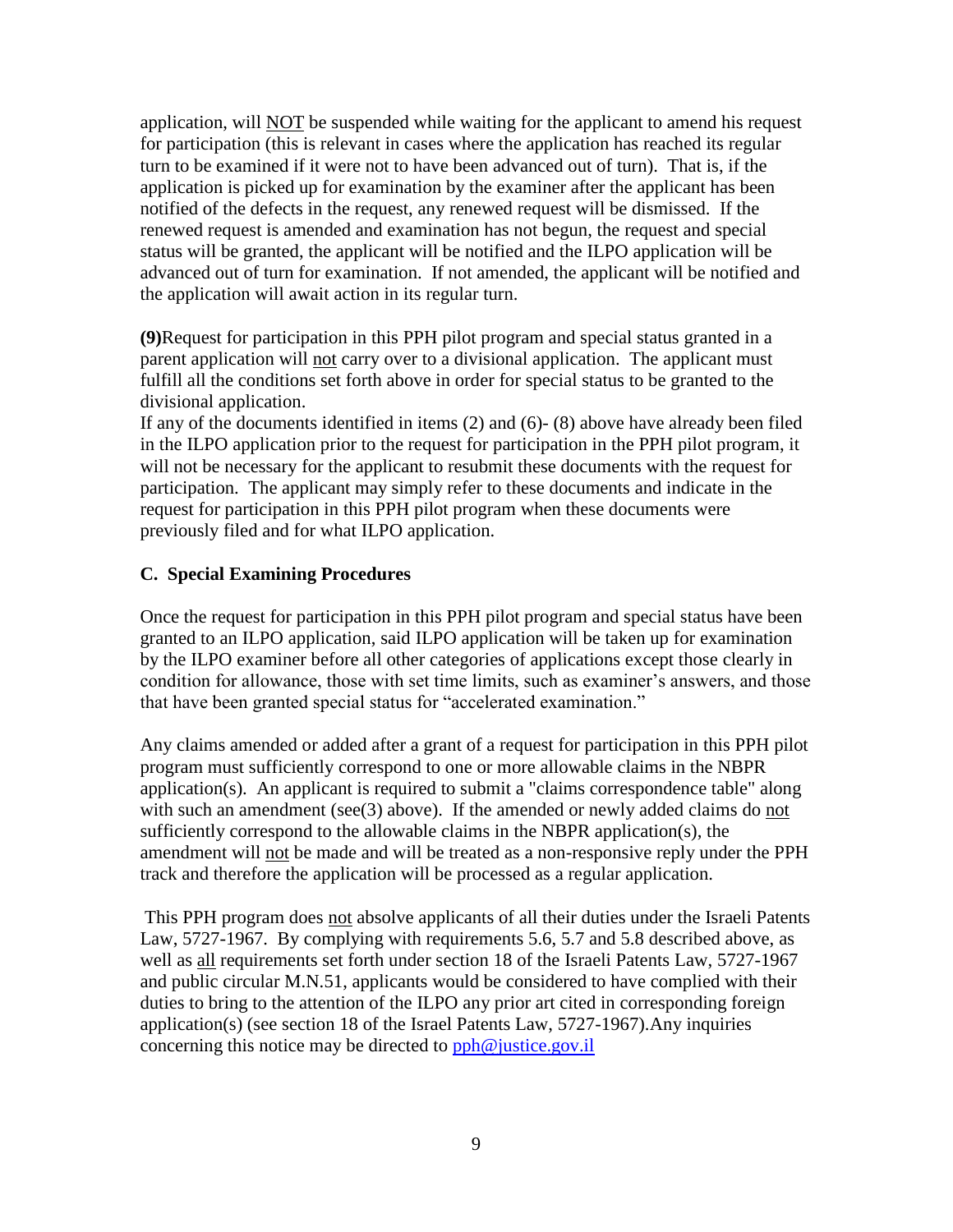application, will NOT be suspended while waiting for the applicant to amend his request for participation (this is relevant in cases where the application has reached its regular turn to be examined if it were not to have been advanced out of turn). That is, if the application is picked up for examination by the examiner after the applicant has been notified of the defects in the request, any renewed request will be dismissed. If the renewed request is amended and examination has not begun, the request and special status will be granted, the applicant will be notified and the ILPO application will be advanced out of turn for examination. If not amended, the applicant will be notified and the application will await action in its regular turn.

**(9)**Request for participation in this PPH pilot program and special status granted in a parent application will not carry over to a divisional application. The applicant must fulfill all the conditions set forth above in order for special status to be granted to the divisional application.

If any of the documents identified in items (2) and (6)- (8) above have already been filed in the ILPO application prior to the request for participation in the PPH pilot program, it will not be necessary for the applicant to resubmit these documents with the request for participation. The applicant may simply refer to these documents and indicate in the request for participation in this PPH pilot program when these documents were previously filed and for what ILPO application.

### C. Special Examining Procedures

Once the request for participation in this PPH pilot program and special status have been granted to an ILPO application, said ILPO application will be taken up for examination by the ILPO examiner before all other categories of applications except those clearly in condition for allowance, those with set time limits, such as examiner's answers, and those that have been granted special status for "accelerated examination."

Any claims amended or added after a grant of a request for participation in this PPH pilot program must sufficiently correspond to one or more allowable claims in the NBPR application(s). An applicant is required to submit a "claims correspondence table" along with such an amendment (see(3) above). If the amended or newly added claims do not sufficiently correspond to the allowable claims in the NBPR application(s), the amendment will not be made and will be treated as a non-responsive reply under the PPH track and therefore the application will be processed as a regular application.

This PPH program does not absolve applicants of all their duties under the Israeli Patents Law, 5727-1967. By complying with requirements 5.6, 5.7 and 5.8 described above, as well as all requirements set forth under section 18 of the Israeli Patents Law, 5727-1967 and public circular M.N.51, applicants would be considered to have complied with their duties to bring to the attention of the ILPO any prior art cited in corresponding foreign application(s) (see section 18 of the Israel Patents Law, 5727-1967).Any inquiries concerning this notice may be directed to pph@justice.gov.il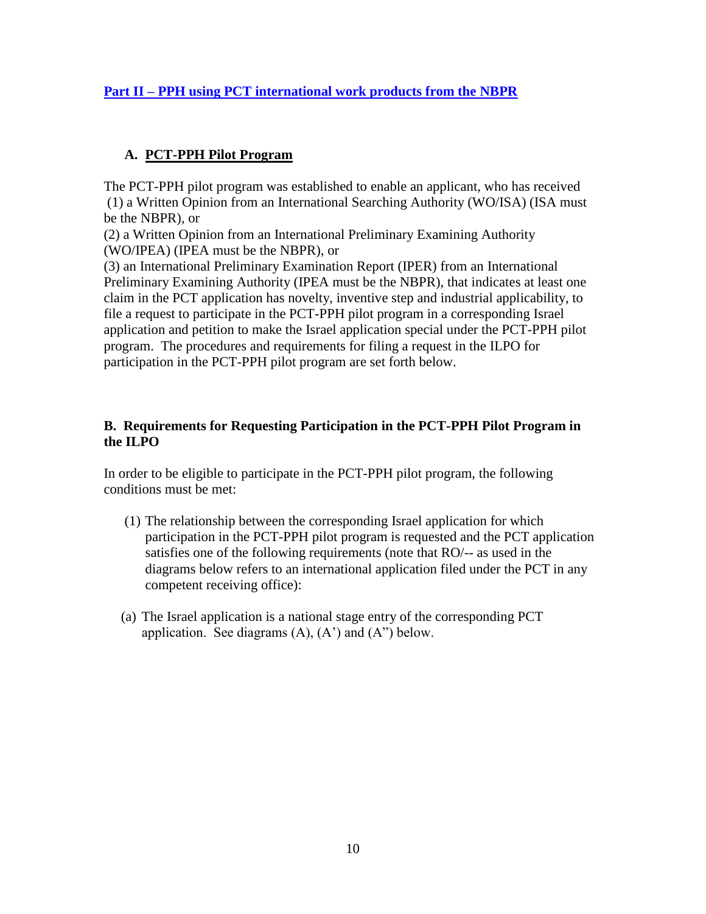## [Part II – PPH using PCT international work products from the NBPR]()

### A. PCT-PPH Pilot Program

The PCT-PPH pilot program was established to enable an applicant, who has received
(1) a Written Opinion from an International Searching Authority (WO/ISA) (ISA must be the NBPR), or
(2) a Written Opinion from an International Preliminary Examining Authority (WO/IPEA) (IPEA must be the NBPR), or
(3) an International Preliminary Examination Report (IPER) from an International Preliminary Examining Authority (IPEA must be the NBPR), that indicates at least one claim in the PCT application has novelty, inventive step and industrial applicability, to file a request to participate in the PCT-PPH pilot program in a corresponding Israel application and petition to make the Israel application special under the PCT-PPH pilot program. The procedures and requirements for filing a request in the ILPO for participation in the PCT-PPH pilot program are set forth below.

### B. Requirements for Requesting Participation in the PCT-PPH Pilot Program in the ILPO

In order to be eligible to participate in the PCT-PPH pilot program, the following conditions must be met:

(1) The relationship between the corresponding Israel application for which participation in the PCT-PPH pilot program is requested and the PCT application satisfies one of the following requirements (note that RO/-- as used in the diagrams below refers to an international application filed under the PCT in any competent receiving office):

(a) The Israel application is a national stage entry of the corresponding PCT application. See diagrams (A), (A') and (A") below.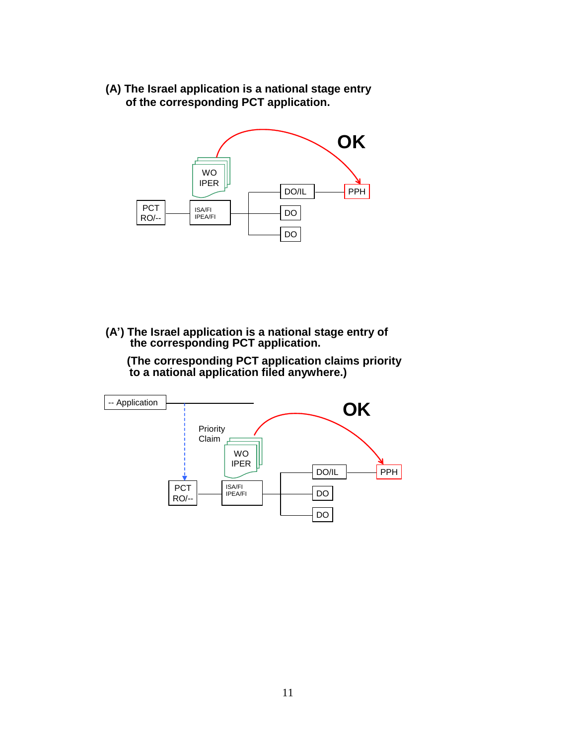**(A) The Israel application is a national stage entry of the corresponding PCT application.**

OK

WO
IPER

PCT
RO/--

ISA/FI
IPEA/FI

DO/IL

DO

DO

PPH

**(A') The Israel application is a national stage entry of the corresponding PCT application.**

**(The corresponding PCT application claims priority to a national application filed anywhere.)**

-- Application

Priority
Claim

OK

WO
IPER

PCT
RO/--

ISA/FI
IPEA/FI

DO/IL

DO

DO

PPH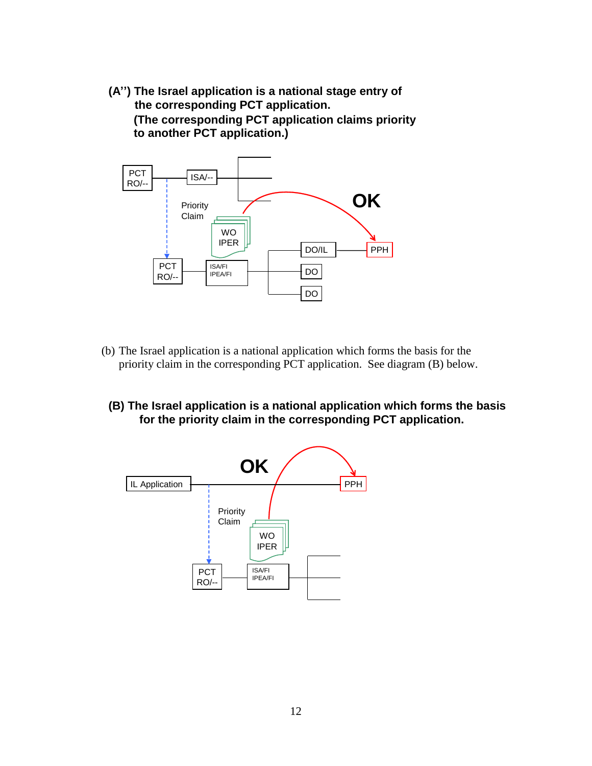**(A'') The Israel application is a national stage entry of the corresponding PCT application. (The corresponding PCT application claims priority to another PCT application.)**

PCT RO/-- ISA/--

Priority Claim

WO IPER

OK

DO/IL PPH

PCT RO/-- ISA/FI IPEA/FI DO DO

(b) The Israel application is a national application which forms the basis for the priority claim in the corresponding PCT application. See diagram (B) below.

**(B) The Israel application is a national application which forms the basis for the priority claim in the corresponding PCT application.**

OK

IL Application PPH

Priority Claim

WO IPER

PCT RO/-- ISA/FI IPEA/FI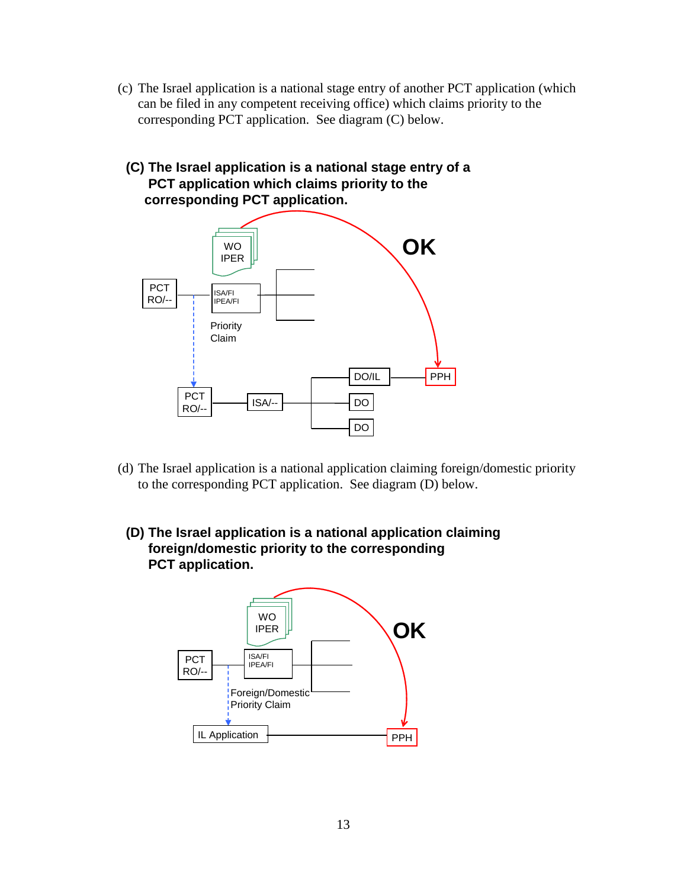(c) The Israel application is a national stage entry of another PCT application (which can be filed in any competent receiving office) which claims priority to the corresponding PCT application. See diagram (C) below.

**(C) The Israel application is a national stage entry of a PCT application which claims priority to the corresponding PCT application.**

WO
IPER

PCT RO/--

ISA/FI
IPEA/FI

Priority Claim

OK

PCT RO/--

ISA/--

DO/IL

DO

DO

PPH

(d) The Israel application is a national application claiming foreign/domestic priority to the corresponding PCT application. See diagram (D) below.

**(D) The Israel application is a national application claiming foreign/domestic priority to the corresponding PCT application.**

WO
IPER

PCT RO/--

ISA/FI
IPEA/FI

Foreign/Domestic Priority Claim

OK

IL Application

PPH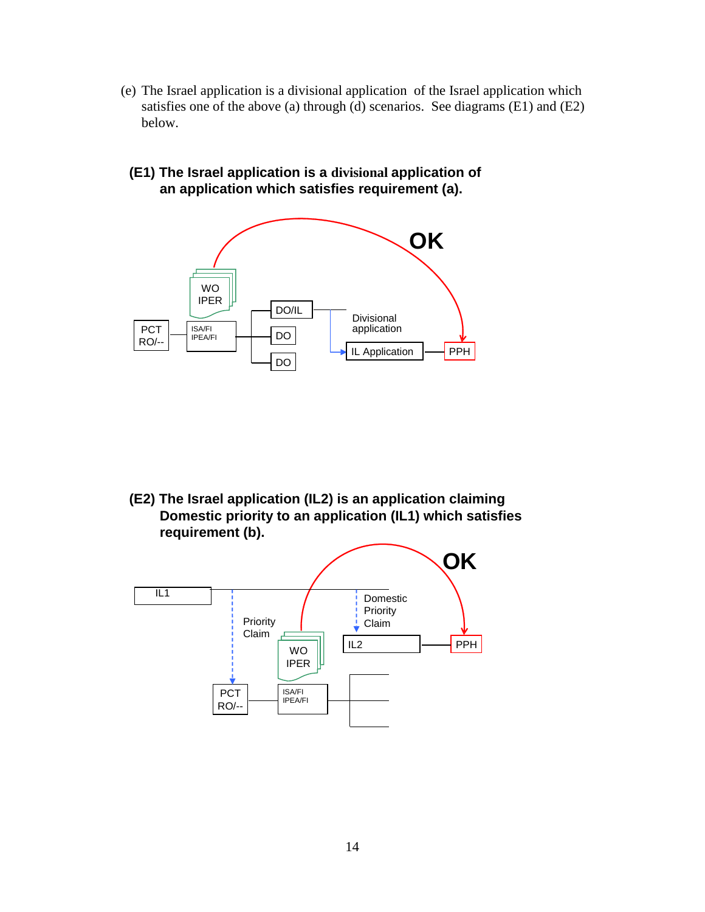(e) The Israel application is a divisional application of the Israel application which satisfies one of the above (a) through (d) scenarios. See diagrams (E1) and (E2) below.

**(E1) The Israel application is a divisional application of an application which satisfies requirement (a).**

OK

WO IPER

PCT RO/--

ISA/FI IPEA/FI

DO/IL

DO

DO

Divisional application

IL Application

PPH

**(E2) The Israel application (IL2) is an application claiming Domestic priority to an application (IL1) which satisfies requirement (b).**

OK

IL1

Priority Claim

Domestic Priority Claim

WO IPER

IL2

PPH

PCT RO/--

ISA/FI IPEA/FI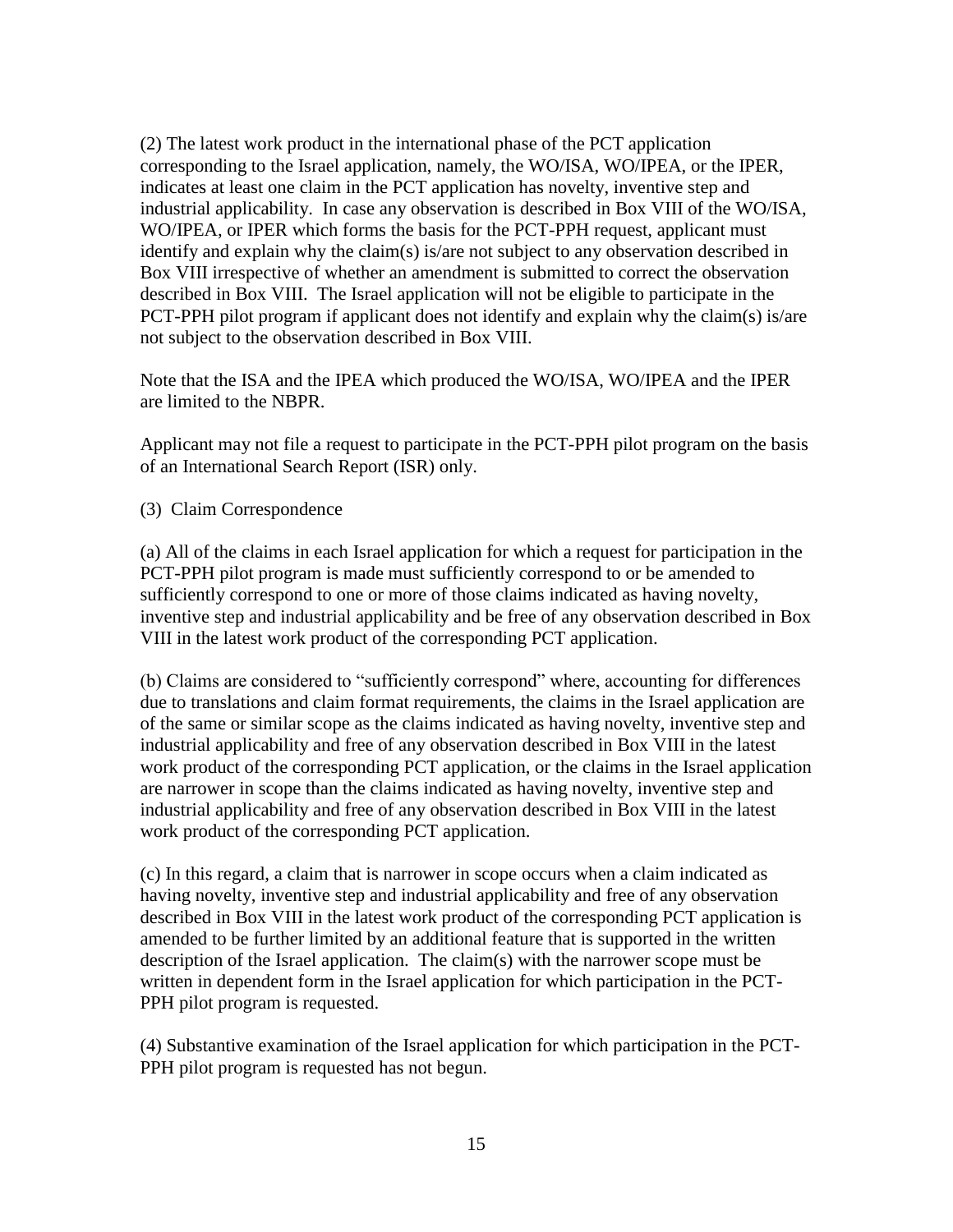(2) The latest work product in the international phase of the PCT application corresponding to the Israel application, namely, the WO/ISA, WO/IPEA, or the IPER, indicates at least one claim in the PCT application has novelty, inventive step and industrial applicability. In case any observation is described in Box VIII of the WO/ISA, WO/IPEA, or IPER which forms the basis for the PCT-PPH request, applicant must identify and explain why the claim(s) is/are not subject to any observation described in Box VIII irrespective of whether an amendment is submitted to correct the observation described in Box VIII. The Israel application will not be eligible to participate in the PCT-PPH pilot program if applicant does not identify and explain why the claim(s) is/are not subject to the observation described in Box VIII.

Note that the ISA and the IPEA which produced the WO/ISA, WO/IPEA and the IPER are limited to the NBPR.

Applicant may not file a request to participate in the PCT-PPH pilot program on the basis of an International Search Report (ISR) only.

(3) Claim Correspondence

(a) All of the claims in each Israel application for which a request for participation in the PCT-PPH pilot program is made must sufficiently correspond to or be amended to sufficiently correspond to one or more of those claims indicated as having novelty, inventive step and industrial applicability and be free of any observation described in Box VIII in the latest work product of the corresponding PCT application.

(b) Claims are considered to "sufficiently correspond" where, accounting for differences due to translations and claim format requirements, the claims in the Israel application are of the same or similar scope as the claims indicated as having novelty, inventive step and industrial applicability and free of any observation described in Box VIII in the latest work product of the corresponding PCT application, or the claims in the Israel application are narrower in scope than the claims indicated as having novelty, inventive step and industrial applicability and free of any observation described in Box VIII in the latest work product of the corresponding PCT application.

(c) In this regard, a claim that is narrower in scope occurs when a claim indicated as having novelty, inventive step and industrial applicability and free of any observation described in Box VIII in the latest work product of the corresponding PCT application is amended to be further limited by an additional feature that is supported in the written description of the Israel application. The claim(s) with the narrower scope must be written in dependent form in the Israel application for which participation in the PCT-PPH pilot program is requested.

(4) Substantive examination of the Israel application for which participation in the PCT-PPH pilot program is requested has not begun.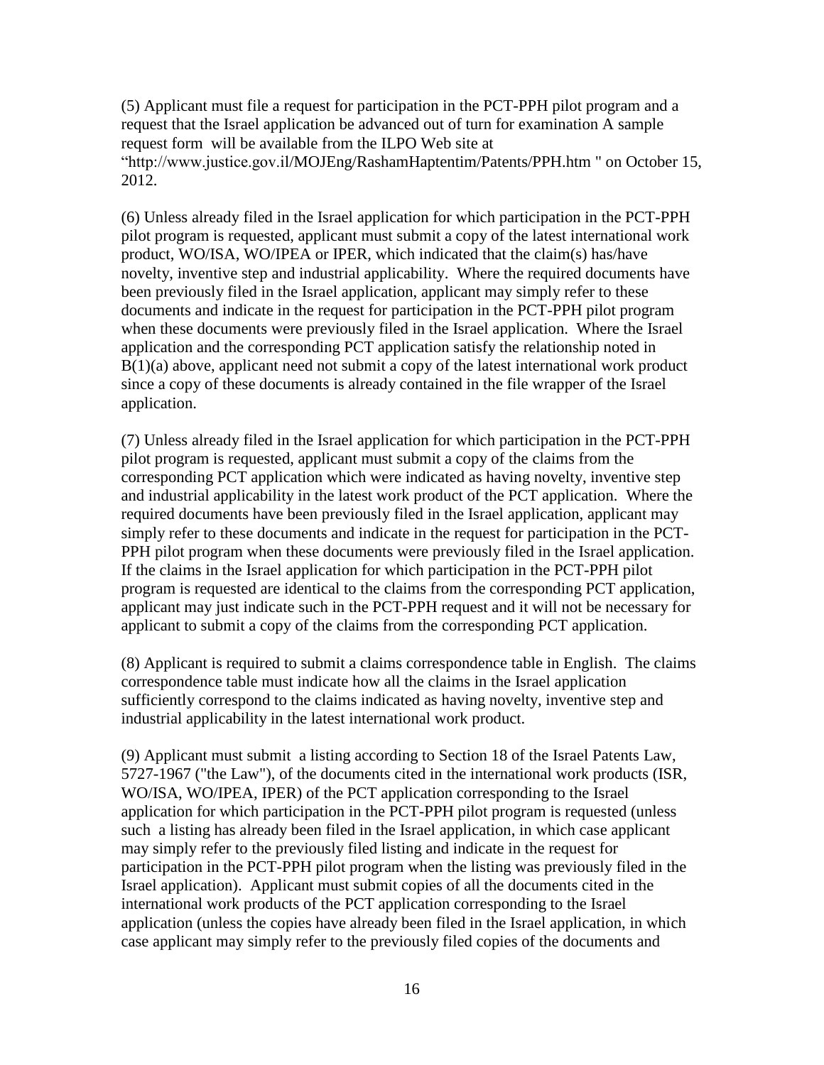(5) Applicant must file a request for participation in the PCT-PPH pilot program and a request that the Israel application be advanced out of turn for examination A sample request form will be available from the ILPO Web site at "http://www.justice.gov.il/MOJEng/RashamHaptentim/Patents/PPH.htm " on October 15, 2012.

(6) Unless already filed in the Israel application for which participation in the PCT-PPH pilot program is requested, applicant must submit a copy of the latest international work product, WO/ISA, WO/IPEA or IPER, which indicated that the claim(s) has/have novelty, inventive step and industrial applicability. Where the required documents have been previously filed in the Israel application, applicant may simply refer to these documents and indicate in the request for participation in the PCT-PPH pilot program when these documents were previously filed in the Israel application. Where the Israel application and the corresponding PCT application satisfy the relationship noted in B(1)(a) above, applicant need not submit a copy of the latest international work product since a copy of these documents is already contained in the file wrapper of the Israel application.

(7) Unless already filed in the Israel application for which participation in the PCT-PPH pilot program is requested, applicant must submit a copy of the claims from the corresponding PCT application which were indicated as having novelty, inventive step and industrial applicability in the latest work product of the PCT application. Where the required documents have been previously filed in the Israel application, applicant may simply refer to these documents and indicate in the request for participation in the PCT-PPH pilot program when these documents were previously filed in the Israel application. If the claims in the Israel application for which participation in the PCT-PPH pilot program is requested are identical to the claims from the corresponding PCT application, applicant may just indicate such in the PCT-PPH request and it will not be necessary for applicant to submit a copy of the claims from the corresponding PCT application.

(8) Applicant is required to submit a claims correspondence table in English. The claims correspondence table must indicate how all the claims in the Israel application sufficiently correspond to the claims indicated as having novelty, inventive step and industrial applicability in the latest international work product.

(9) Applicant must submit a listing according to Section 18 of the Israel Patents Law, 5727-1967 ("the Law"), of the documents cited in the international work products (ISR, WO/ISA, WO/IPEA, IPER) of the PCT application corresponding to the Israel application for which participation in the PCT-PPH pilot program is requested (unless such a listing has already been filed in the Israel application, in which case applicant may simply refer to the previously filed listing and indicate in the request for participation in the PCT-PPH pilot program when the listing was previously filed in the Israel application). Applicant must submit copies of all the documents cited in the international work products of the PCT application corresponding to the Israel application (unless the copies have already been filed in the Israel application, in which case applicant may simply refer to the previously filed copies of the documents and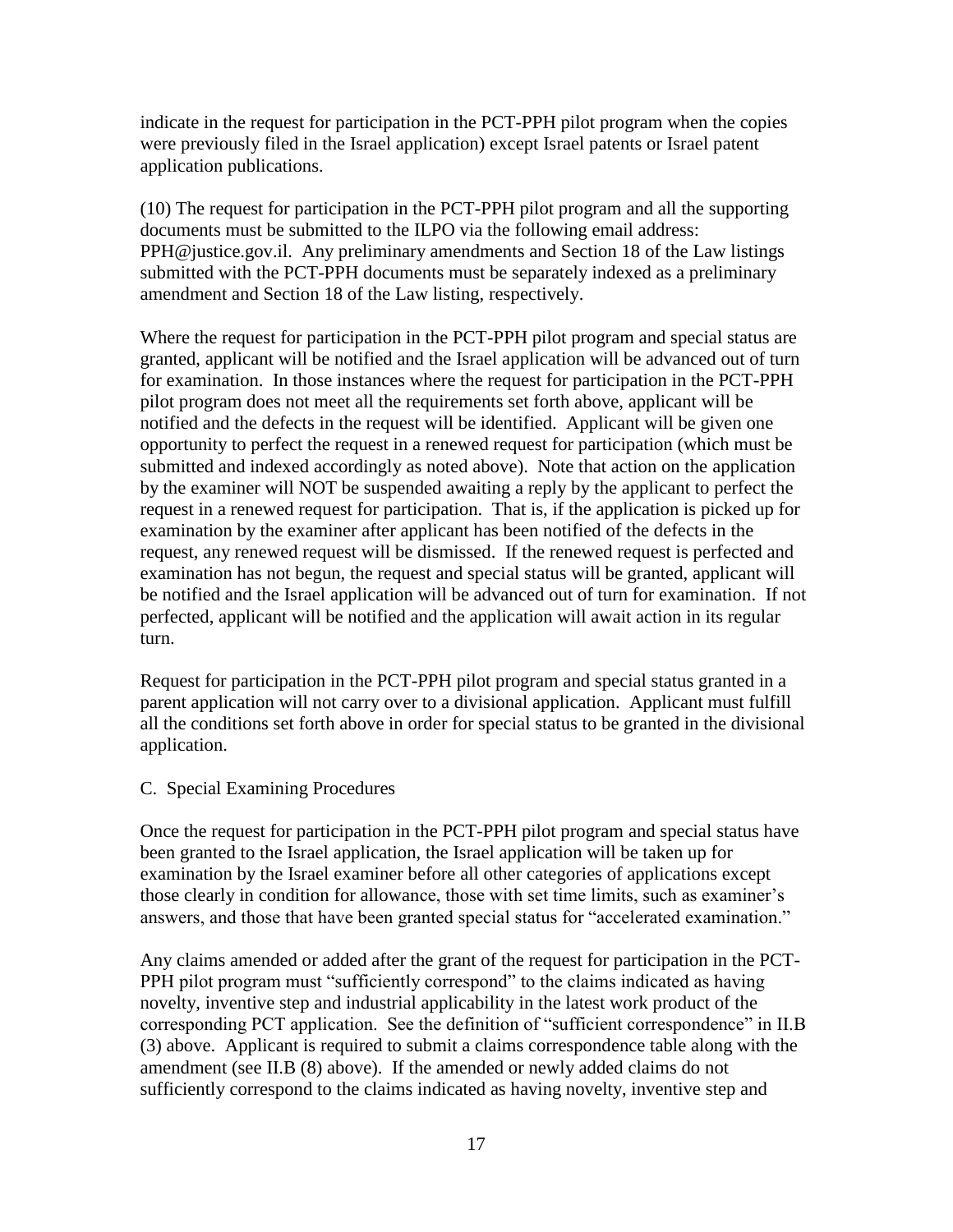indicate in the request for participation in the PCT-PPH pilot program when the copies were previously filed in the Israel application) except Israel patents or Israel patent application publications.

(10) The request for participation in the PCT-PPH pilot program and all the supporting documents must be submitted to the ILPO via the following email address: PPH@justice.gov.il. Any preliminary amendments and Section 18 of the Law listings submitted with the PCT-PPH documents must be separately indexed as a preliminary amendment and Section 18 of the Law listing, respectively.

Where the request for participation in the PCT-PPH pilot program and special status are granted, applicant will be notified and the Israel application will be advanced out of turn for examination. In those instances where the request for participation in the PCT-PPH pilot program does not meet all the requirements set forth above, applicant will be notified and the defects in the request will be identified. Applicant will be given one opportunity to perfect the request in a renewed request for participation (which must be submitted and indexed accordingly as noted above). Note that action on the application by the examiner will NOT be suspended awaiting a reply by the applicant to perfect the request in a renewed request for participation. That is, if the application is picked up for examination by the examiner after applicant has been notified of the defects in the request, any renewed request will be dismissed. If the renewed request is perfected and examination has not begun, the request and special status will be granted, applicant will be notified and the Israel application will be advanced out of turn for examination. If not perfected, applicant will be notified and the application will await action in its regular turn.

Request for participation in the PCT-PPH pilot program and special status granted in a parent application will not carry over to a divisional application. Applicant must fulfill all the conditions set forth above in order for special status to be granted in the divisional application.

C. Special Examining Procedures

Once the request for participation in the PCT-PPH pilot program and special status have been granted to the Israel application, the Israel application will be taken up for examination by the Israel examiner before all other categories of applications except those clearly in condition for allowance, those with set time limits, such as examiner's answers, and those that have been granted special status for "accelerated examination."

Any claims amended or added after the grant of the request for participation in the PCT-PPH pilot program must "sufficiently correspond" to the claims indicated as having novelty, inventive step and industrial applicability in the latest work product of the corresponding PCT application. See the definition of "sufficient correspondence" in II.B (3) above. Applicant is required to submit a claims correspondence table along with the amendment (see II.B (8) above). If the amended or newly added claims do not sufficiently correspond to the claims indicated as having novelty, inventive step and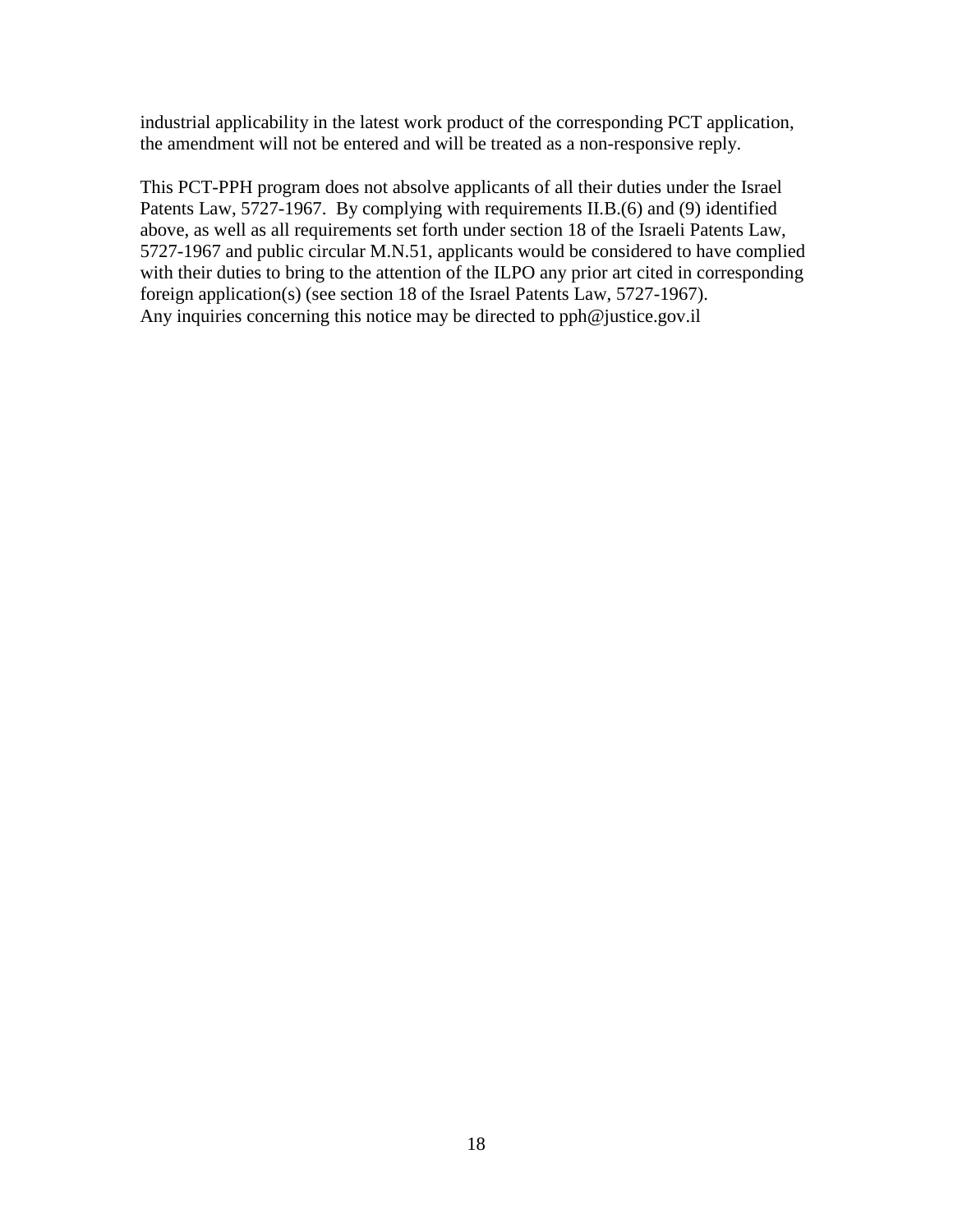industrial applicability in the latest work product of the corresponding PCT application, the amendment will not be entered and will be treated as a non-responsive reply.

This PCT-PPH program does not absolve applicants of all their duties under the Israel Patents Law, 5727-1967. By complying with requirements II.B.(6) and (9) identified above, as well as all requirements set forth under section 18 of the Israeli Patents Law, 5727-1967 and public circular M.N.51, applicants would be considered to have complied with their duties to bring to the attention of the ILPO any prior art cited in corresponding foreign application(s) (see section 18 of the Israel Patents Law, 5727-1967).
Any inquiries concerning this notice may be directed to pph@justice.gov.il